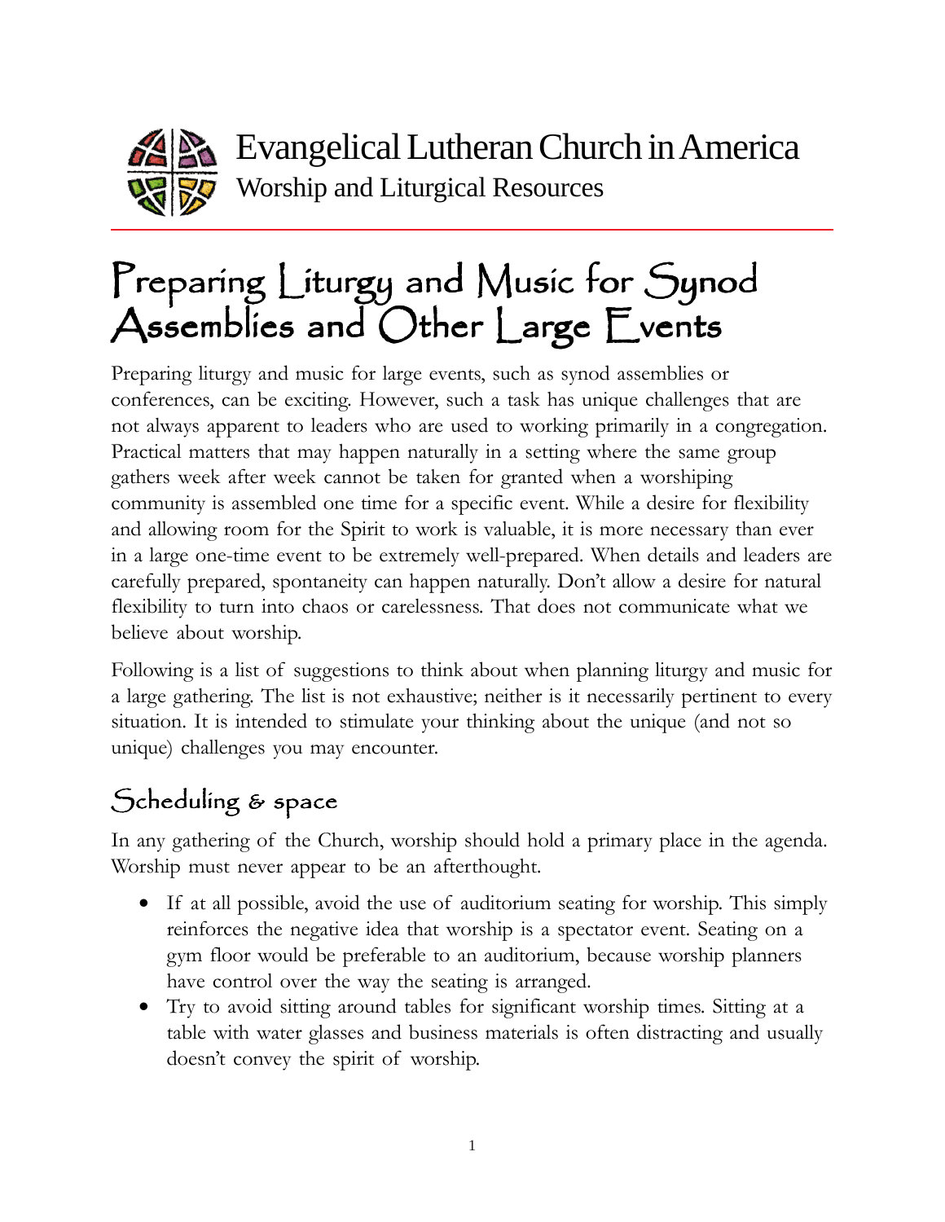Evangelical Lutheran Church in America
Worship and Liturgical Resources

# Preparing Liturgy and Music for Synod Assemblies and Other Large Events

Preparing liturgy and music for large events, such as synod assemblies or conferences, can be exciting. However, such a task has unique challenges that are not always apparent to leaders who are used to working primarily in a congregation. Practical matters that may happen naturally in a setting where the same group gathers week after week cannot be taken for granted when a worshiping community is assembled one time for a specific event. While a desire for flexibility and allowing room for the Spirit to work is valuable, it is more necessary than ever in a large one-time event to be extremely well-prepared. When details and leaders are carefully prepared, spontaneity can happen naturally. Don't allow a desire for natural flexibility to turn into chaos or carelessness. That does not communicate what we believe about worship.

Following is a list of suggestions to think about when planning liturgy and music for a large gathering. The list is not exhaustive; neither is it necessarily pertinent to every situation. It is intended to stimulate your thinking about the unique (and not so unique) challenges you may encounter.

## Scheduling & space

In any gathering of the Church, worship should hold a primary place in the agenda. Worship must never appear to be an afterthought.

- If at all possible, avoid the use of auditorium seating for worship. This simply reinforces the negative idea that worship is a spectator event. Seating on a gym floor would be preferable to an auditorium, because worship planners have control over the way the seating is arranged.
- Try to avoid sitting around tables for significant worship times. Sitting at a table with water glasses and business materials is often distracting and usually doesn't convey the spirit of worship.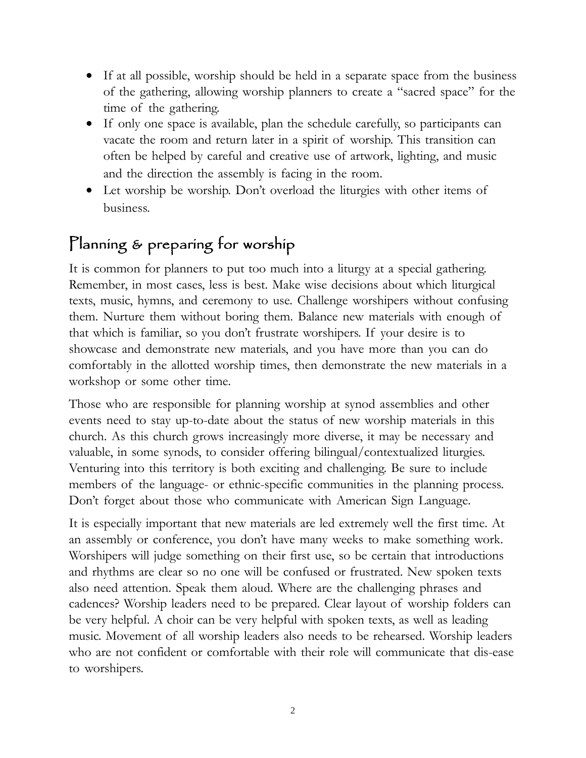- If at all possible, worship should be held in a separate space from the business of the gathering, allowing worship planners to create a "sacred space" for the time of the gathering.
- If only one space is available, plan the schedule carefully, so participants can vacate the room and return later in a spirit of worship. This transition can often be helped by careful and creative use of artwork, lighting, and music and the direction the assembly is facing in the room.
- Let worship be worship. Don't overload the liturgies with other items of business.

## Planning & preparing for worship

It is common for planners to put too much into a liturgy at a special gathering. Remember, in most cases, less is best. Make wise decisions about which liturgical texts, music, hymns, and ceremony to use. Challenge worshipers without confusing them. Nurture them without boring them. Balance new materials with enough of that which is familiar, so you don't frustrate worshipers. If your desire is to showcase and demonstrate new materials, and you have more than you can do comfortably in the allotted worship times, then demonstrate the new materials in a workshop or some other time.

Those who are responsible for planning worship at synod assemblies and other events need to stay up-to-date about the status of new worship materials in this church. As this church grows increasingly more diverse, it may be necessary and valuable, in some synods, to consider offering bilingual/contextualized liturgies. Venturing into this territory is both exciting and challenging. Be sure to include members of the language- or ethnic-specific communities in the planning process. Don't forget about those who communicate with American Sign Language.

It is especially important that new materials are led extremely well the first time. At an assembly or conference, you don't have many weeks to make something work. Worshipers will judge something on their first use, so be certain that introductions and rhythms are clear so no one will be confused or frustrated. New spoken texts also need attention. Speak them aloud. Where are the challenging phrases and cadences? Worship leaders need to be prepared. Clear layout of worship folders can be very helpful. A choir can be very helpful with spoken texts, as well as leading music. Movement of all worship leaders also needs to be rehearsed. Worship leaders who are not confident or comfortable with their role will communicate that dis-ease to worshipers.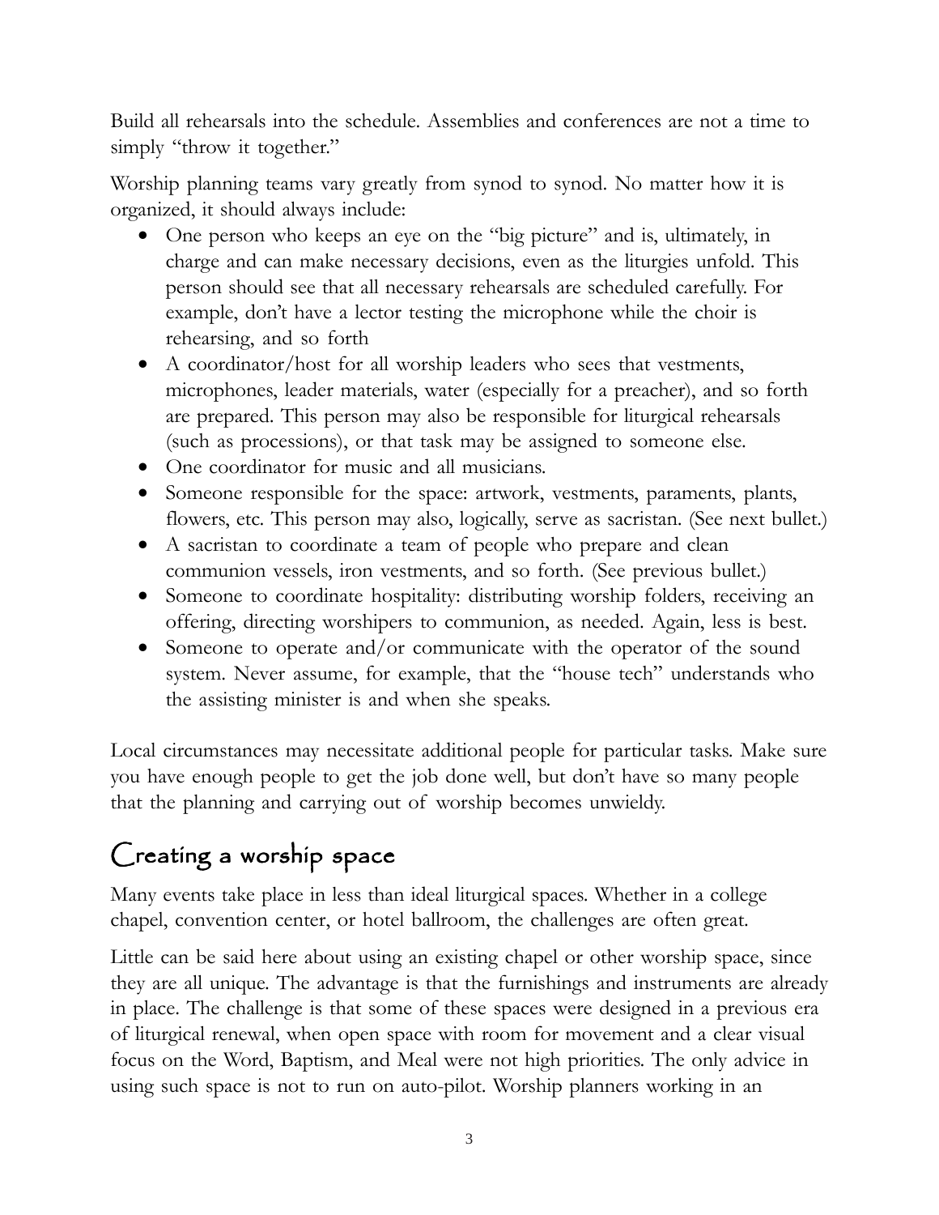Build all rehearsals into the schedule. Assemblies and conferences are not a time to simply "throw it together."

Worship planning teams vary greatly from synod to synod. No matter how it is organized, it should always include:

- One person who keeps an eye on the "big picture" and is, ultimately, in charge and can make necessary decisions, even as the liturgies unfold. This person should see that all necessary rehearsals are scheduled carefully. For example, don't have a lector testing the microphone while the choir is rehearsing, and so forth
- A coordinator/host for all worship leaders who sees that vestments, microphones, leader materials, water (especially for a preacher), and so forth are prepared. This person may also be responsible for liturgical rehearsals (such as processions), or that task may be assigned to someone else.
- One coordinator for music and all musicians.
- Someone responsible for the space: artwork, vestments, paraments, plants, flowers, etc. This person may also, logically, serve as sacristan. (See next bullet.)
- A sacristan to coordinate a team of people who prepare and clean communion vessels, iron vestments, and so forth. (See previous bullet.)
- Someone to coordinate hospitality: distributing worship folders, receiving an offering, directing worshipers to communion, as needed. Again, less is best.
- Someone to operate and/or communicate with the operator of the sound system. Never assume, for example, that the "house tech" understands who the assisting minister is and when she speaks.

Local circumstances may necessitate additional people for particular tasks. Make sure you have enough people to get the job done well, but don't have so many people that the planning and carrying out of worship becomes unwieldy.

## Creating a worship space

Many events take place in less than ideal liturgical spaces. Whether in a college chapel, convention center, or hotel ballroom, the challenges are often great.

Little can be said here about using an existing chapel or other worship space, since they are all unique. The advantage is that the furnishings and instruments are already in place. The challenge is that some of these spaces were designed in a previous era of liturgical renewal, when open space with room for movement and a clear visual focus on the Word, Baptism, and Meal were not high priorities. The only advice in using such space is not to run on auto-pilot. Worship planners working in an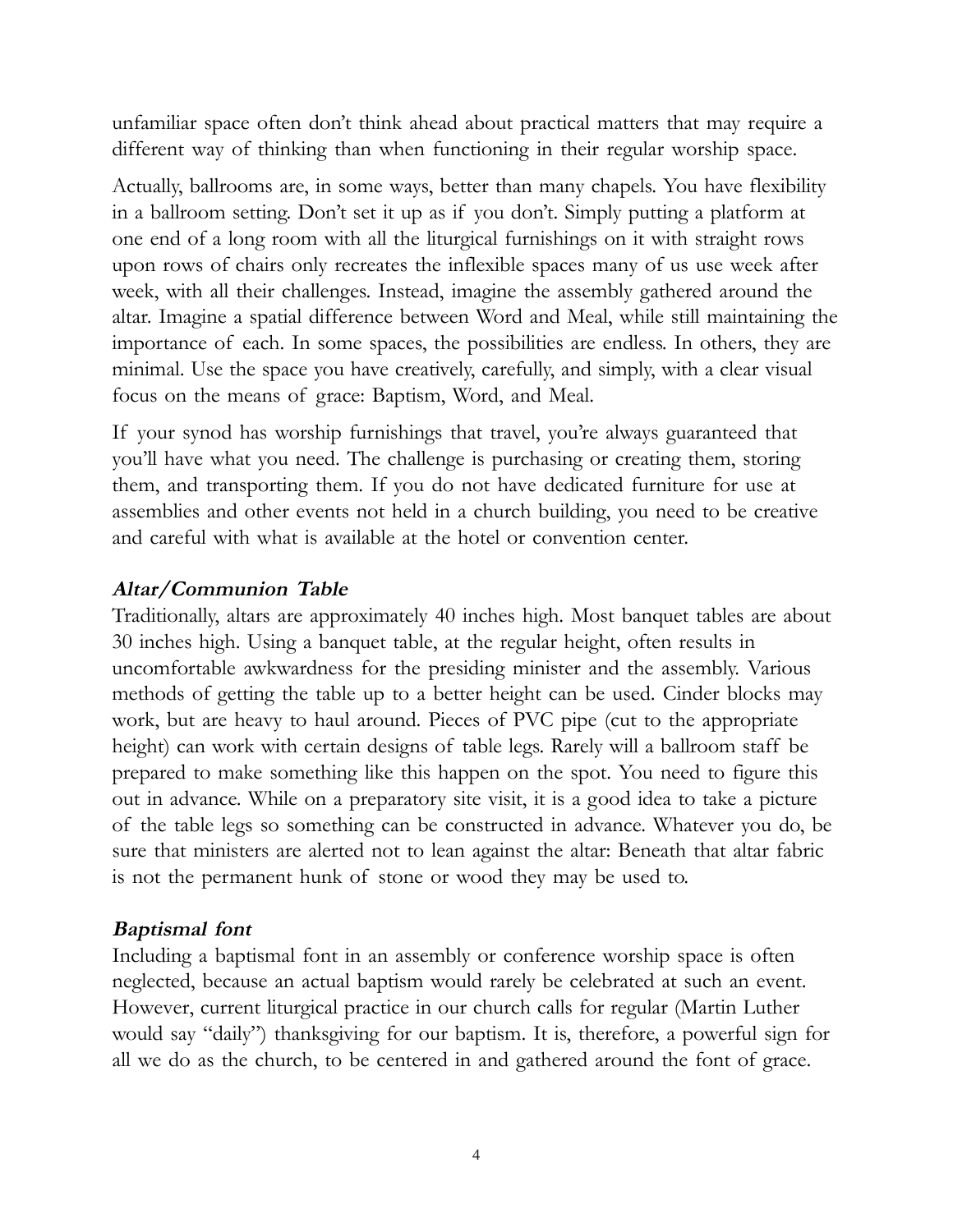unfamiliar space often don't think ahead about practical matters that may require a different way of thinking than when functioning in their regular worship space.

Actually, ballrooms are, in some ways, better than many chapels. You have flexibility in a ballroom setting. Don't set it up as if you don't. Simply putting a platform at one end of a long room with all the liturgical furnishings on it with straight rows upon rows of chairs only recreates the inflexible spaces many of us use week after week, with all their challenges. Instead, imagine the assembly gathered around the altar. Imagine a spatial difference between Word and Meal, while still maintaining the importance of each. In some spaces, the possibilities are endless. In others, they are minimal. Use the space you have creatively, carefully, and simply, with a clear visual focus on the means of grace: Baptism, Word, and Meal.

If your synod has worship furnishings that travel, you're always guaranteed that you'll have what you need. The challenge is purchasing or creating them, storing them, and transporting them. If you do not have dedicated furniture for use at assemblies and other events not held in a church building, you need to be creative and careful with what is available at the hotel or convention center.

### *Altar/Communion Table*

Traditionally, altars are approximately 40 inches high. Most banquet tables are about 30 inches high. Using a banquet table, at the regular height, often results in uncomfortable awkwardness for the presiding minister and the assembly. Various methods of getting the table up to a better height can be used. Cinder blocks may work, but are heavy to haul around. Pieces of PVC pipe (cut to the appropriate height) can work with certain designs of table legs. Rarely will a ballroom staff be prepared to make something like this happen on the spot. You need to figure this out in advance. While on a preparatory site visit, it is a good idea to take a picture of the table legs so something can be constructed in advance. Whatever you do, be sure that ministers are alerted not to lean against the altar: Beneath that altar fabric is not the permanent hunk of stone or wood they may be used to.

### *Baptismal font*

Including a baptismal font in an assembly or conference worship space is often neglected, because an actual baptism would rarely be celebrated at such an event. However, current liturgical practice in our church calls for regular (Martin Luther would say "daily") thanksgiving for our baptism. It is, therefore, a powerful sign for all we do as the church, to be centered in and gathered around the font of grace.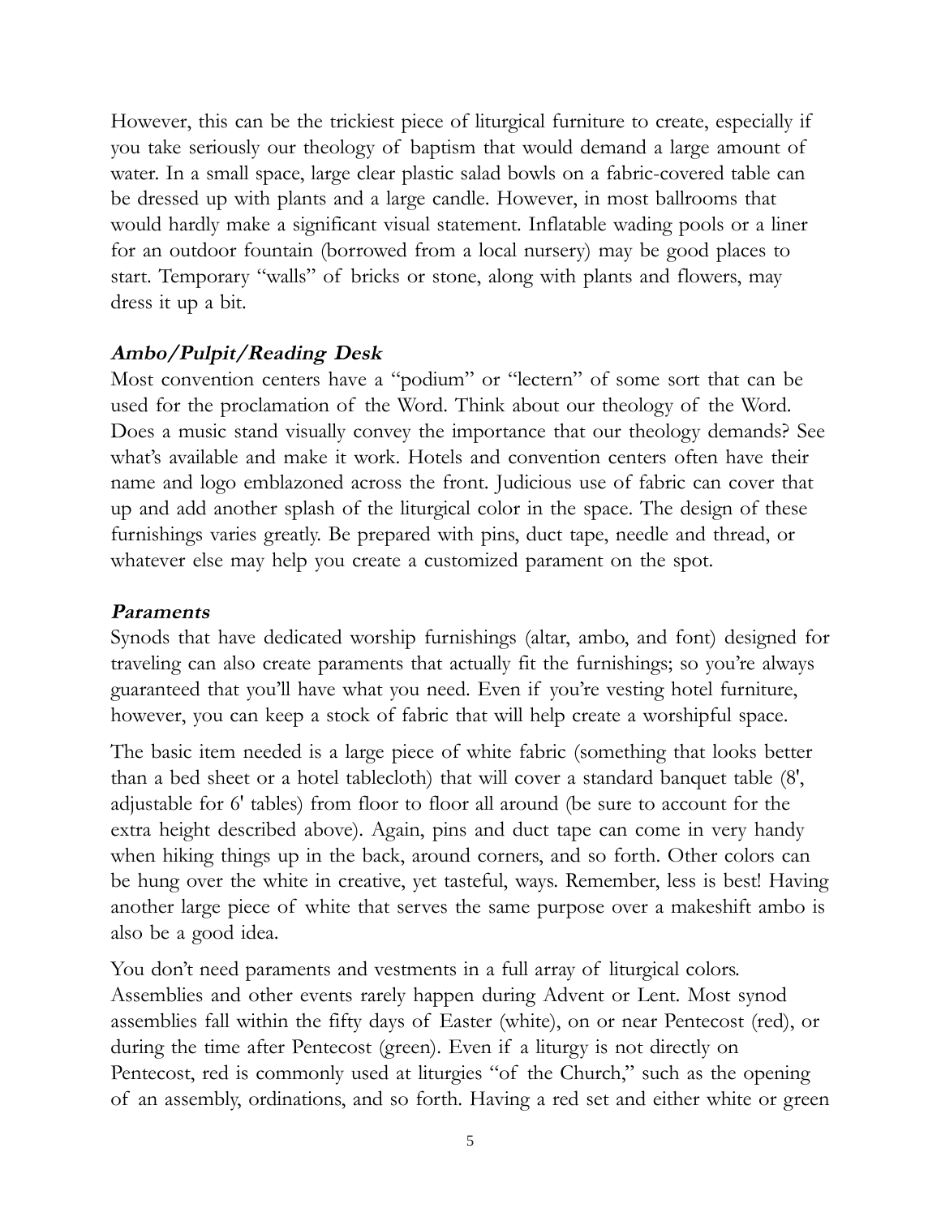However, this can be the trickiest piece of liturgical furniture to create, especially if you take seriously our theology of baptism that would demand a large amount of water. In a small space, large clear plastic salad bowls on a fabric-covered table can be dressed up with plants and a large candle. However, in most ballrooms that would hardly make a significant visual statement. Inflatable wading pools or a liner for an outdoor fountain (borrowed from a local nursery) may be good places to start. Temporary "walls" of bricks or stone, along with plants and flowers, may dress it up a bit.

### *Ambo/Pulpit/Reading Desk*

Most convention centers have a "podium" or "lectern" of some sort that can be used for the proclamation of the Word. Think about our theology of the Word. Does a music stand visually convey the importance that our theology demands? See what's available and make it work. Hotels and convention centers often have their name and logo emblazoned across the front. Judicious use of fabric can cover that up and add another splash of the liturgical color in the space. The design of these furnishings varies greatly. Be prepared with pins, duct tape, needle and thread, or whatever else may help you create a customized parament on the spot.

### *Paraments*

Synods that have dedicated worship furnishings (altar, ambo, and font) designed for traveling can also create paraments that actually fit the furnishings; so you're always guaranteed that you'll have what you need. Even if you're vesting hotel furniture, however, you can keep a stock of fabric that will help create a worshipful space.

The basic item needed is a large piece of white fabric (something that looks better than a bed sheet or a hotel tablecloth) that will cover a standard banquet table (8', adjustable for 6' tables) from floor to floor all around (be sure to account for the extra height described above). Again, pins and duct tape can come in very handy when hiking things up in the back, around corners, and so forth. Other colors can be hung over the white in creative, yet tasteful, ways. Remember, less is best! Having another large piece of white that serves the same purpose over a makeshift ambo is also be a good idea.

You don't need paraments and vestments in a full array of liturgical colors. Assemblies and other events rarely happen during Advent or Lent. Most synod assemblies fall within the fifty days of Easter (white), on or near Pentecost (red), or during the time after Pentecost (green). Even if a liturgy is not directly on Pentecost, red is commonly used at liturgies "of the Church," such as the opening of an assembly, ordinations, and so forth. Having a red set and either white or green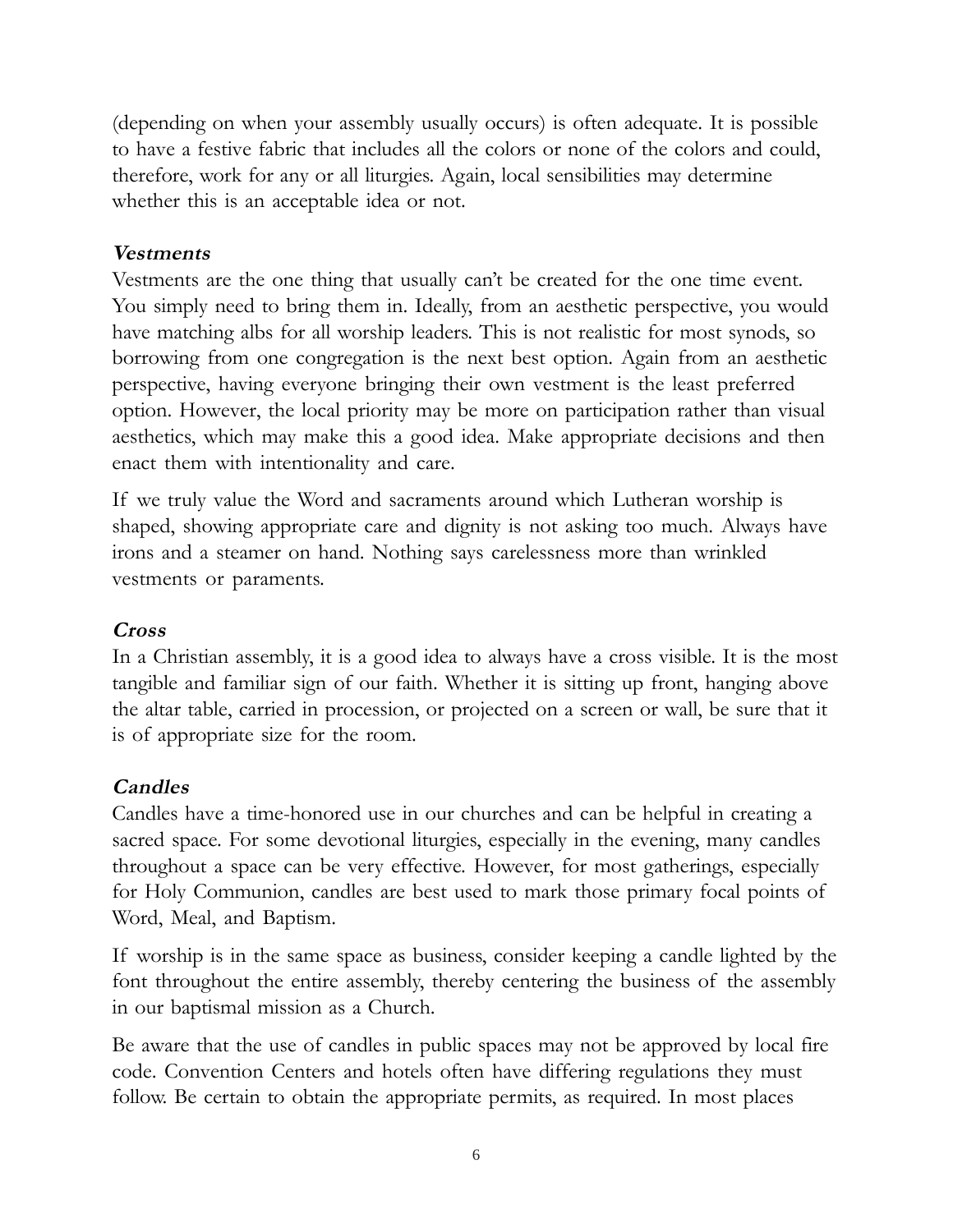(depending on when your assembly usually occurs) is often adequate. It is possible to have a festive fabric that includes all the colors or none of the colors and could, therefore, work for any or all liturgies. Again, local sensibilities may determine whether this is an acceptable idea or not.

### *Vestments*

Vestments are the one thing that usually can't be created for the one time event. You simply need to bring them in. Ideally, from an aesthetic perspective, you would have matching albs for all worship leaders. This is not realistic for most synods, so borrowing from one congregation is the next best option. Again from an aesthetic perspective, having everyone bringing their own vestment is the least preferred option. However, the local priority may be more on participation rather than visual aesthetics, which may make this a good idea. Make appropriate decisions and then enact them with intentionality and care.

If we truly value the Word and sacraments around which Lutheran worship is shaped, showing appropriate care and dignity is not asking too much. Always have irons and a steamer on hand. Nothing says carelessness more than wrinkled vestments or paraments.

### *Cross*

In a Christian assembly, it is a good idea to always have a cross visible. It is the most tangible and familiar sign of our faith. Whether it is sitting up front, hanging above the altar table, carried in procession, or projected on a screen or wall, be sure that it is of appropriate size for the room.

### *Candles*

Candles have a time-honored use in our churches and can be helpful in creating a sacred space. For some devotional liturgies, especially in the evening, many candles throughout a space can be very effective. However, for most gatherings, especially for Holy Communion, candles are best used to mark those primary focal points of Word, Meal, and Baptism.

If worship is in the same space as business, consider keeping a candle lighted by the font throughout the entire assembly, thereby centering the business of the assembly in our baptismal mission as a Church.

Be aware that the use of candles in public spaces may not be approved by local fire code. Convention Centers and hotels often have differing regulations they must follow. Be certain to obtain the appropriate permits, as required. In most places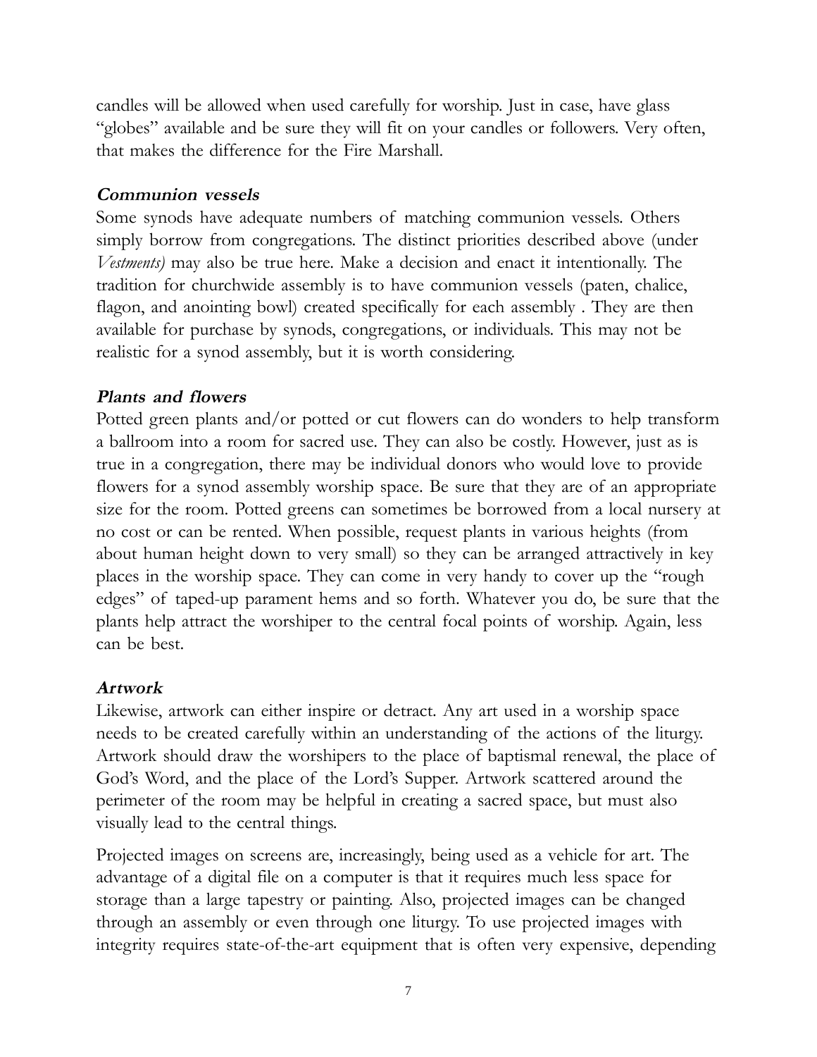candles will be allowed when used carefully for worship. Just in case, have glass "globes" available and be sure they will fit on your candles or followers. Very often, that makes the difference for the Fire Marshall.

### ***Communion vessels***

Some synods have adequate numbers of matching communion vessels. Others simply borrow from congregations. The distinct priorities described above (under *Vestments)* may also be true here. Make a decision and enact it intentionally. The tradition for churchwide assembly is to have communion vessels (paten, chalice, flagon, and anointing bowl) created specifically for each assembly . They are then available for purchase by synods, congregations, or individuals. This may not be realistic for a synod assembly, but it is worth considering.

### ***Plants and flowers***

Potted green plants and/or potted or cut flowers can do wonders to help transform a ballroom into a room for sacred use. They can also be costly. However, just as is true in a congregation, there may be individual donors who would love to provide flowers for a synod assembly worship space. Be sure that they are of an appropriate size for the room. Potted greens can sometimes be borrowed from a local nursery at no cost or can be rented. When possible, request plants in various heights (from about human height down to very small) so they can be arranged attractively in key places in the worship space. They can come in very handy to cover up the "rough edges" of taped-up parament hems and so forth. Whatever you do, be sure that the plants help attract the worshiper to the central focal points of worship. Again, less can be best.

### ***Artwork***

Likewise, artwork can either inspire or detract. Any art used in a worship space needs to be created carefully within an understanding of the actions of the liturgy. Artwork should draw the worshipers to the place of baptismal renewal, the place of God's Word, and the place of the Lord's Supper. Artwork scattered around the perimeter of the room may be helpful in creating a sacred space, but must also visually lead to the central things.

Projected images on screens are, increasingly, being used as a vehicle for art. The advantage of a digital file on a computer is that it requires much less space for storage than a large tapestry or painting. Also, projected images can be changed through an assembly or even through one liturgy. To use projected images with integrity requires state-of-the-art equipment that is often very expensive, depending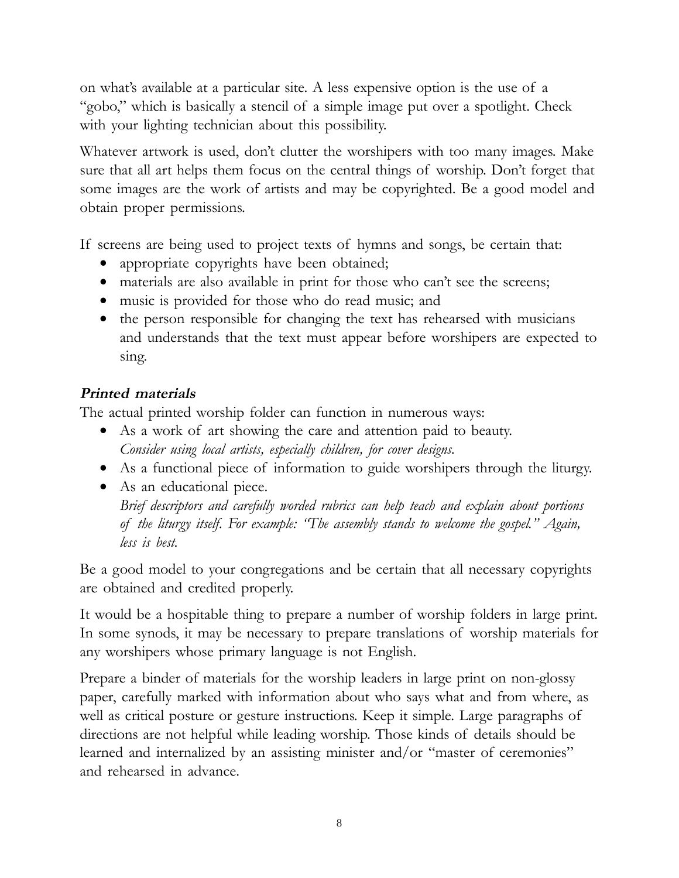on what's available at a particular site. A less expensive option is the use of a "gobo," which is basically a stencil of a simple image put over a spotlight. Check with your lighting technician about this possibility.

Whatever artwork is used, don't clutter the worshipers with too many images. Make sure that all art helps them focus on the central things of worship. Don't forget that some images are the work of artists and may be copyrighted. Be a good model and obtain proper permissions.

If screens are being used to project texts of hymns and songs, be certain that:

- appropriate copyrights have been obtained;
- materials are also available in print for those who can't see the screens;
- music is provided for those who do read music; and
- the person responsible for changing the text has rehearsed with musicians and understands that the text must appear before worshipers are expected to sing.

### *Printed materials*

The actual printed worship folder can function in numerous ways:

- As a work of art showing the care and attention paid to beauty.
  *Consider using local artists, especially children, for cover designs.*
- As a functional piece of information to guide worshipers through the liturgy.
- As an educational piece.
  *Brief descriptors and carefully worded rubrics can help teach and explain about portions of the liturgy itself. For example: "The assembly stands to welcome the gospel." Again, less is best.*

Be a good model to your congregations and be certain that all necessary copyrights are obtained and credited properly.

It would be a hospitable thing to prepare a number of worship folders in large print. In some synods, it may be necessary to prepare translations of worship materials for any worshipers whose primary language is not English.

Prepare a binder of materials for the worship leaders in large print on non-glossy paper, carefully marked with information about who says what and from where, as well as critical posture or gesture instructions. Keep it simple. Large paragraphs of directions are not helpful while leading worship. Those kinds of details should be learned and internalized by an assisting minister and/or "master of ceremonies" and rehearsed in advance.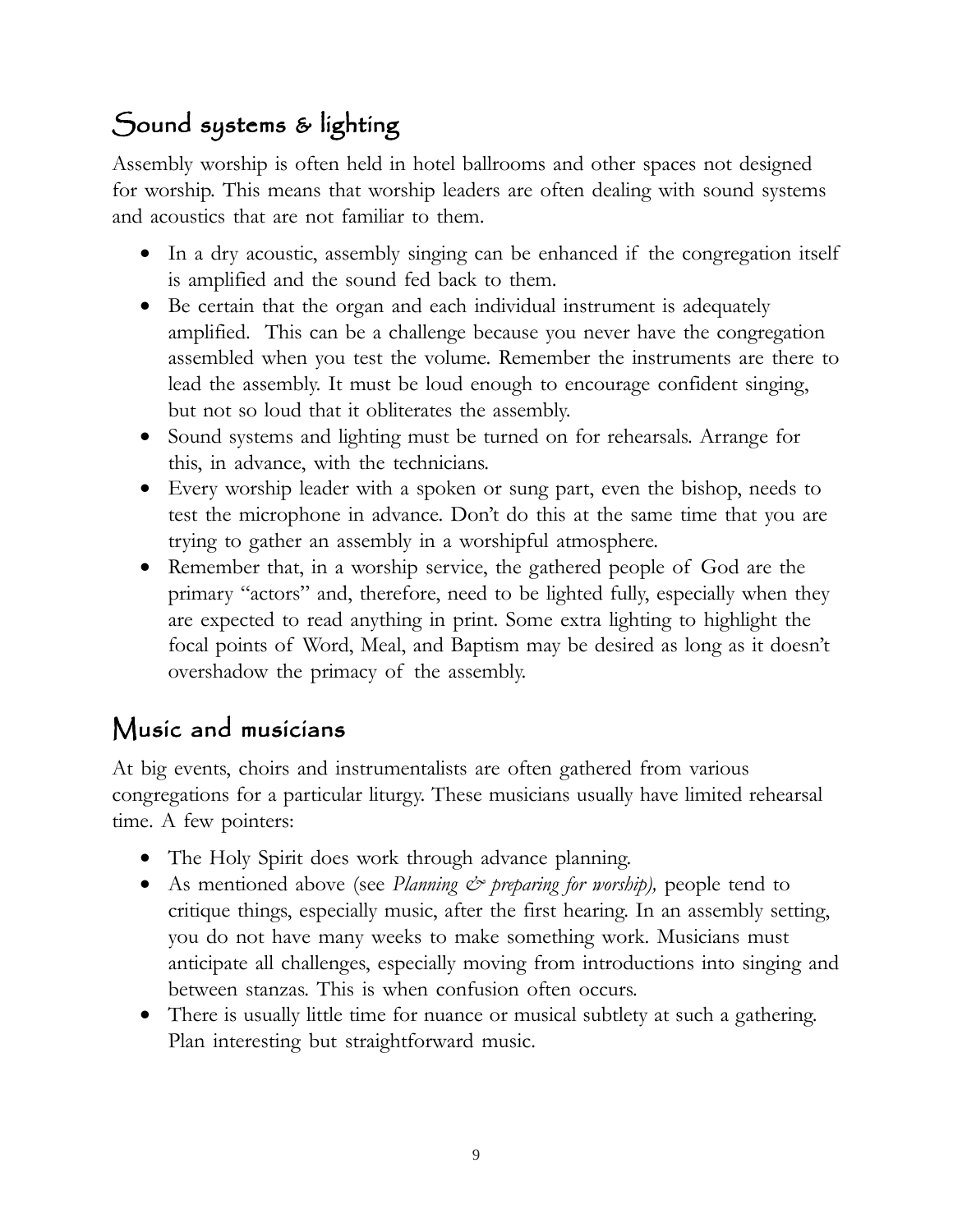## Sound systems & lighting

Assembly worship is often held in hotel ballrooms and other spaces not designed for worship. This means that worship leaders are often dealing with sound systems and acoustics that are not familiar to them.

- In a dry acoustic, assembly singing can be enhanced if the congregation itself is amplified and the sound fed back to them.
- Be certain that the organ and each individual instrument is adequately amplified. This can be a challenge because you never have the congregation assembled when you test the volume. Remember the instruments are there to lead the assembly. It must be loud enough to encourage confident singing, but not so loud that it obliterates the assembly.
- Sound systems and lighting must be turned on for rehearsals. Arrange for this, in advance, with the technicians.
- Every worship leader with a spoken or sung part, even the bishop, needs to test the microphone in advance. Don't do this at the same time that you are trying to gather an assembly in a worshipful atmosphere.
- Remember that, in a worship service, the gathered people of God are the primary "actors" and, therefore, need to be lighted fully, especially when they are expected to read anything in print. Some extra lighting to highlight the focal points of Word, Meal, and Baptism may be desired as long as it doesn't overshadow the primacy of the assembly.

## Music and musicians

At big events, choirs and instrumentalists are often gathered from various congregations for a particular liturgy. These musicians usually have limited rehearsal time. A few pointers:

- The Holy Spirit does work through advance planning.
- As mentioned above (see *Planning & preparing for worship),* people tend to critique things, especially music, after the first hearing. In an assembly setting, you do not have many weeks to make something work. Musicians must anticipate all challenges, especially moving from introductions into singing and between stanzas. This is when confusion often occurs.
- There is usually little time for nuance or musical subtlety at such a gathering. Plan interesting but straightforward music.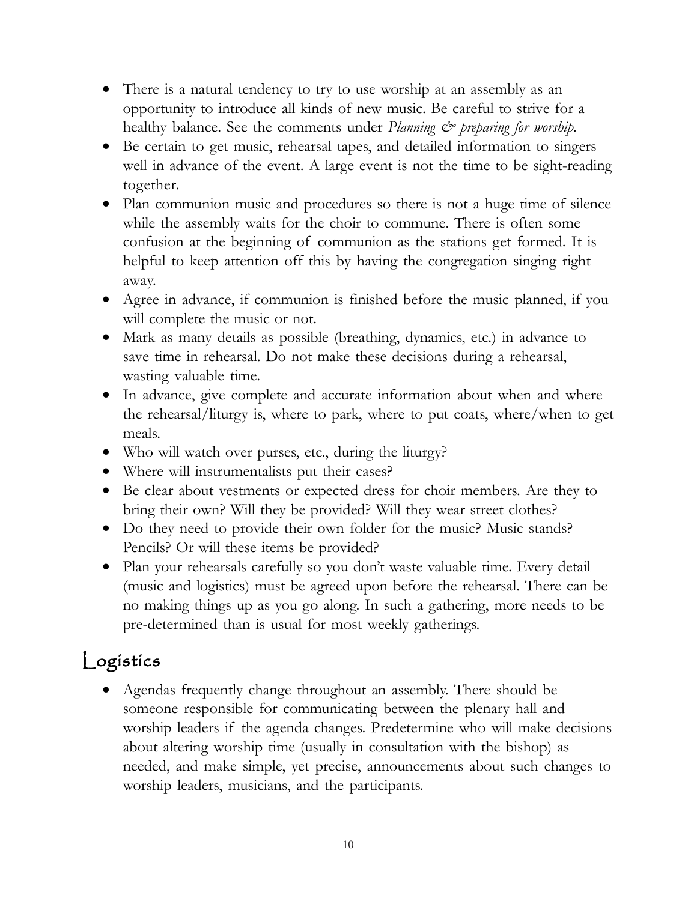- There is a natural tendency to try to use worship at an assembly as an opportunity to introduce all kinds of new music. Be careful to strive for a healthy balance. See the comments under *Planning & preparing for worship*.
- Be certain to get music, rehearsal tapes, and detailed information to singers well in advance of the event. A large event is not the time to be sight-reading together.
- Plan communion music and procedures so there is not a huge time of silence while the assembly waits for the choir to commune. There is often some confusion at the beginning of communion as the stations get formed. It is helpful to keep attention off this by having the congregation singing right away.
- Agree in advance, if communion is finished before the music planned, if you will complete the music or not.
- Mark as many details as possible (breathing, dynamics, etc.) in advance to save time in rehearsal. Do not make these decisions during a rehearsal, wasting valuable time.
- In advance, give complete and accurate information about when and where the rehearsal/liturgy is, where to park, where to put coats, where/when to get meals.
- Who will watch over purses, etc., during the liturgy?
- Where will instrumentalists put their cases?
- Be clear about vestments or expected dress for choir members. Are they to bring their own? Will they be provided? Will they wear street clothes?
- Do they need to provide their own folder for the music? Music stands? Pencils? Or will these items be provided?
- Plan your rehearsals carefully so you don't waste valuable time. Every detail (music and logistics) must be agreed upon before the rehearsal. There can be no making things up as you go along. In such a gathering, more needs to be pre-determined than is usual for most weekly gatherings.

## Logistics

- Agendas frequently change throughout an assembly. There should be someone responsible for communicating between the plenary hall and worship leaders if the agenda changes. Predetermine who will make decisions about altering worship time (usually in consultation with the bishop) as needed, and make simple, yet precise, announcements about such changes to worship leaders, musicians, and the participants.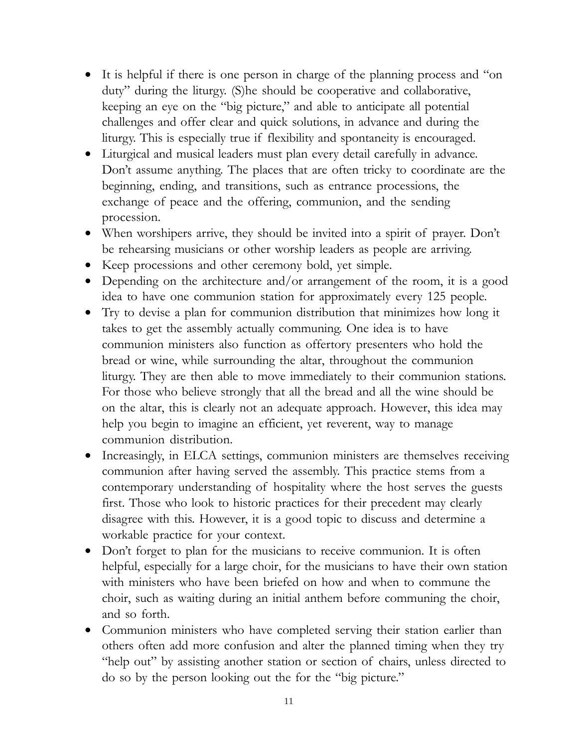- It is helpful if there is one person in charge of the planning process and "on duty" during the liturgy. (S)he should be cooperative and collaborative, keeping an eye on the "big picture," and able to anticipate all potential challenges and offer clear and quick solutions, in advance and during the liturgy. This is especially true if flexibility and spontaneity is encouraged.
- Liturgical and musical leaders must plan every detail carefully in advance. Don't assume anything. The places that are often tricky to coordinate are the beginning, ending, and transitions, such as entrance processions, the exchange of peace and the offering, communion, and the sending procession.
- When worshipers arrive, they should be invited into a spirit of prayer. Don't be rehearsing musicians or other worship leaders as people are arriving.
- Keep processions and other ceremony bold, yet simple.
- Depending on the architecture and/or arrangement of the room, it is a good idea to have one communion station for approximately every 125 people.
- Try to devise a plan for communion distribution that minimizes how long it takes to get the assembly actually communing. One idea is to have communion ministers also function as offertory presenters who hold the bread or wine, while surrounding the altar, throughout the communion liturgy. They are then able to move immediately to their communion stations. For those who believe strongly that all the bread and all the wine should be on the altar, this is clearly not an adequate approach. However, this idea may help you begin to imagine an efficient, yet reverent, way to manage communion distribution.
- Increasingly, in ELCA settings, communion ministers are themselves receiving communion after having served the assembly. This practice stems from a contemporary understanding of hospitality where the host serves the guests first. Those who look to historic practices for their precedent may clearly disagree with this. However, it is a good topic to discuss and determine a workable practice for your context.
- Don't forget to plan for the musicians to receive communion. It is often helpful, especially for a large choir, for the musicians to have their own station with ministers who have been briefed on how and when to commune the choir, such as waiting during an initial anthem before communing the choir, and so forth.
- Communion ministers who have completed serving their station earlier than others often add more confusion and alter the planned timing when they try "help out" by assisting another station or section of chairs, unless directed to do so by the person looking out the for the "big picture."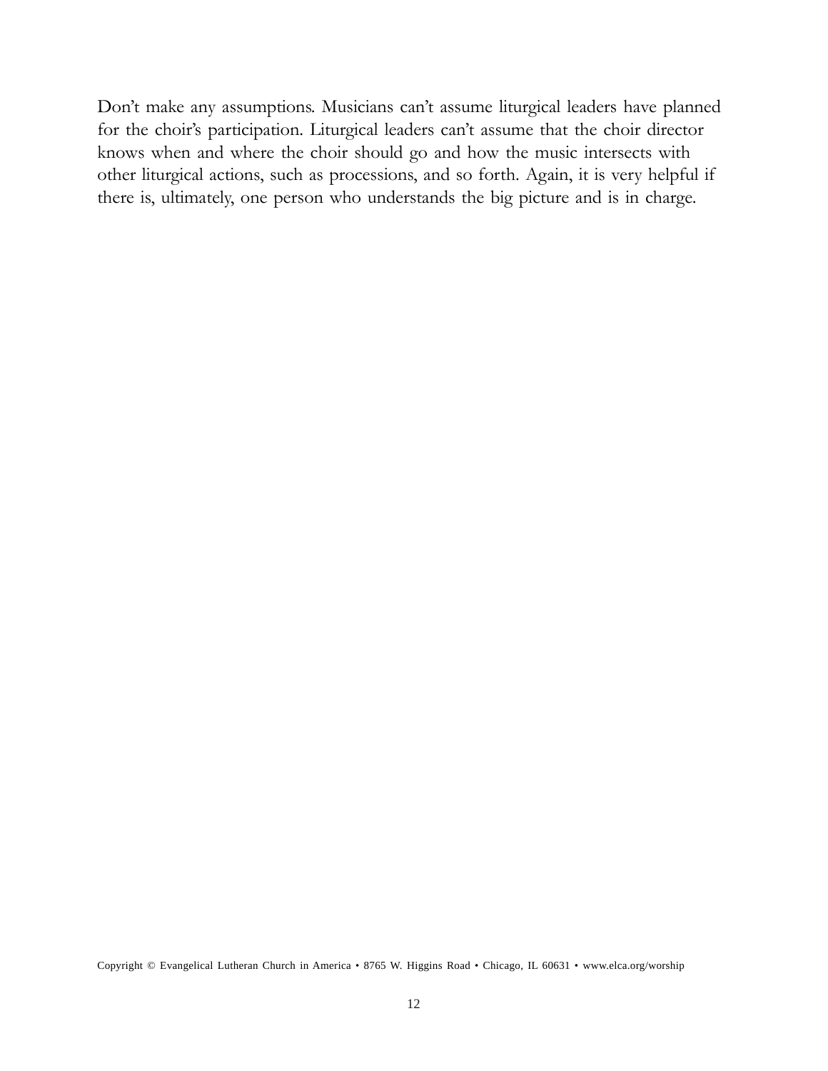Don't make any assumptions. Musicians can't assume liturgical leaders have planned for the choir's participation. Liturgical leaders can't assume that the choir director knows when and where the choir should go and how the music intersects with other liturgical actions, such as processions, and so forth. Again, it is very helpful if there is, ultimately, one person who understands the big picture and is in charge.